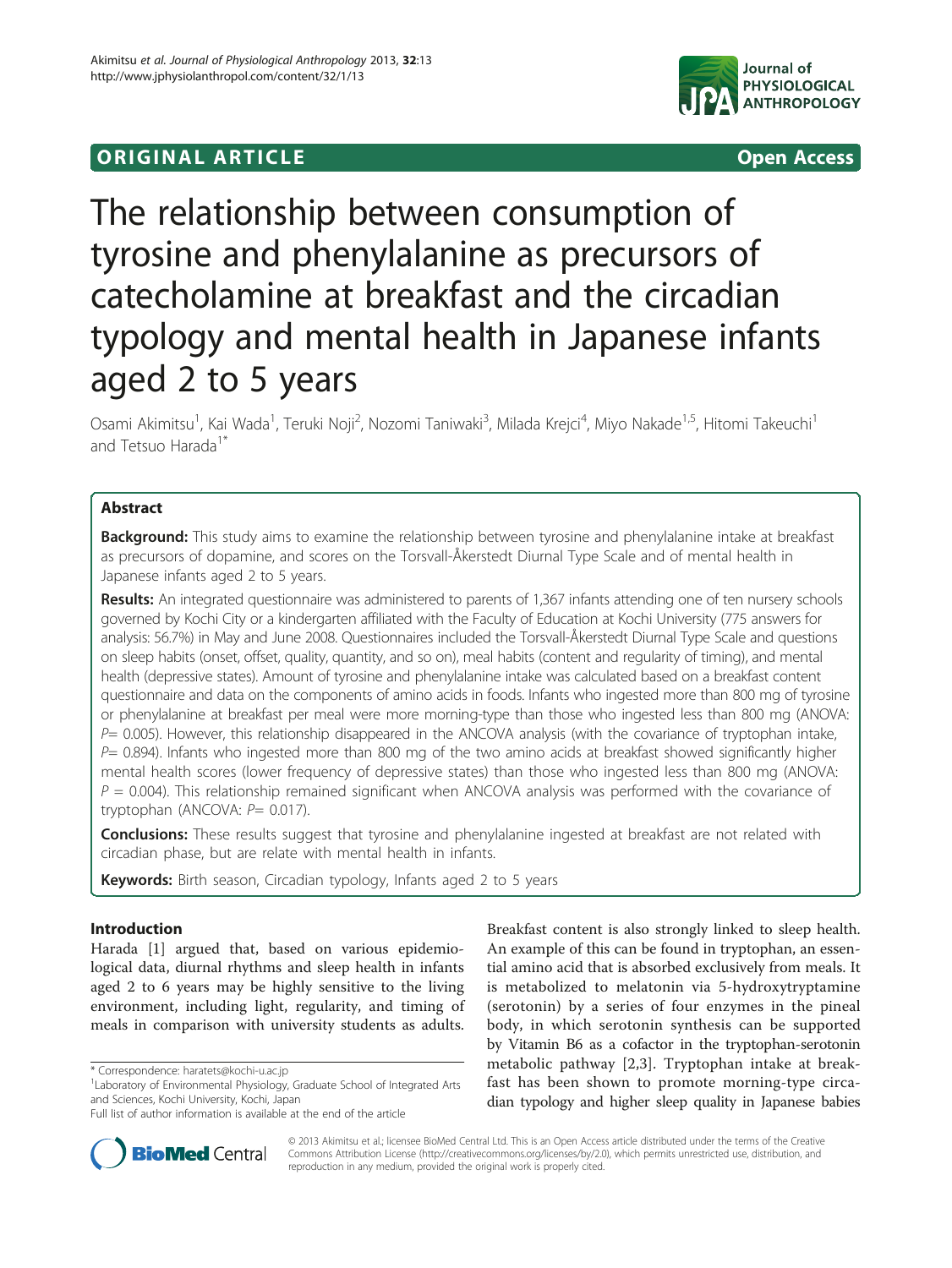ORIGINAL ARTICLE Open Access

# The relationship between consumption of tyrosine and phenylalanine as precursors of catecholamine at breakfast and the circadian typology and mental health in Japanese infants aged 2 to 5 years

Osami Akimitsu[1], Kai Wada[1], Teruki Noji[2], Nozomi Taniwaki[3], Milada Krejci[4], Miyo Nakade[1,5], Hitomi Takeuchi[1] and Tetsuo Harada[1*]

## Abstract

**Background:** This study aims to examine the relationship between tyrosine and phenylalanine intake at breakfast as precursors of dopamine, and scores on the Torsvall-Åkerstedt Diurnal Type Scale and of mental health in Japanese infants aged 2 to 5 years.

**Results:** An integrated questionnaire was administered to parents of 1,367 infants attending one of ten nursery schools governed by Kochi City or a kindergarten affiliated with the Faculty of Education at Kochi University (775 answers for analysis: 56.7%) in May and June 2008. Questionnaires included the Torsvall-Åkerstedt Diurnal Type Scale and questions on sleep habits (onset, offset, quality, quantity, and so on), meal habits (content and regularity of timing), and mental health (depressive states). Amount of tyrosine and phenylalanine intake was calculated based on a breakfast content questionnaire and data on the components of amino acids in foods. Infants who ingested more than 800 mg of tyrosine or phenylalanine at breakfast per meal were more morning-type than those who ingested less than 800 mg (ANOVA: $P = 0.005$). However, this relationship disappeared in the ANCOVA analysis (with the covariance of tryptophan intake, $P = 0.894$). Infants who ingested more than 800 mg of the two amino acids at breakfast showed significantly higher mental health scores (lower frequency of depressive states) than those who ingested less than 800 mg (ANOVA: $P = 0.004$). This relationship remained significant when ANCOVA analysis was performed with the covariance of tryptophan (ANCOVA: $P = 0.017$).

**Conclusions:** These results suggest that tyrosine and phenylalanine ingested at breakfast are not related with circadian phase, but are relate with mental health in infants.

**Keywords:** Birth season, Circadian typology, Infants aged 2 to 5 years

## Introduction

Harada [1] argued that, based on various epidemiological data, diurnal rhythms and sleep health in infants aged 2 to 6 years may be highly sensitive to the living environment, including light, regularity, and timing of meals in comparison with university students as adults. Breakfast content is also strongly linked to sleep health. An example of this can be found in tryptophan, an essential amino acid that is absorbed exclusively from meals. It is metabolized to melatonin via 5-hydroxytryptamine (serotonin) by a series of four enzymes in the pineal body, in which serotonin synthesis can be supported by Vitamin B6 as a cofactor in the tryptophan-serotonin metabolic pathway [2,3]. Tryptophan intake at breakfast has been shown to promote morning-type circadian typology and higher sleep quality in Japanese babies

\* Correspondence: haratets@kochi-u.ac.jp

[1]Laboratory of Environmental Physiology, Graduate School of Integrated Arts and Sciences, Kochi University, Kochi, Japan

Full list of author information is available at the end of the article

© 2013 Akimitsu et al.; licensee BioMed Central Ltd. This is an Open Access article distributed under the terms of the Creative Commons Attribution License (http://creativecommons.org/licenses/by/2.0), which permits unrestricted use, distribution, and reproduction in any medium, provided the original work is properly cited.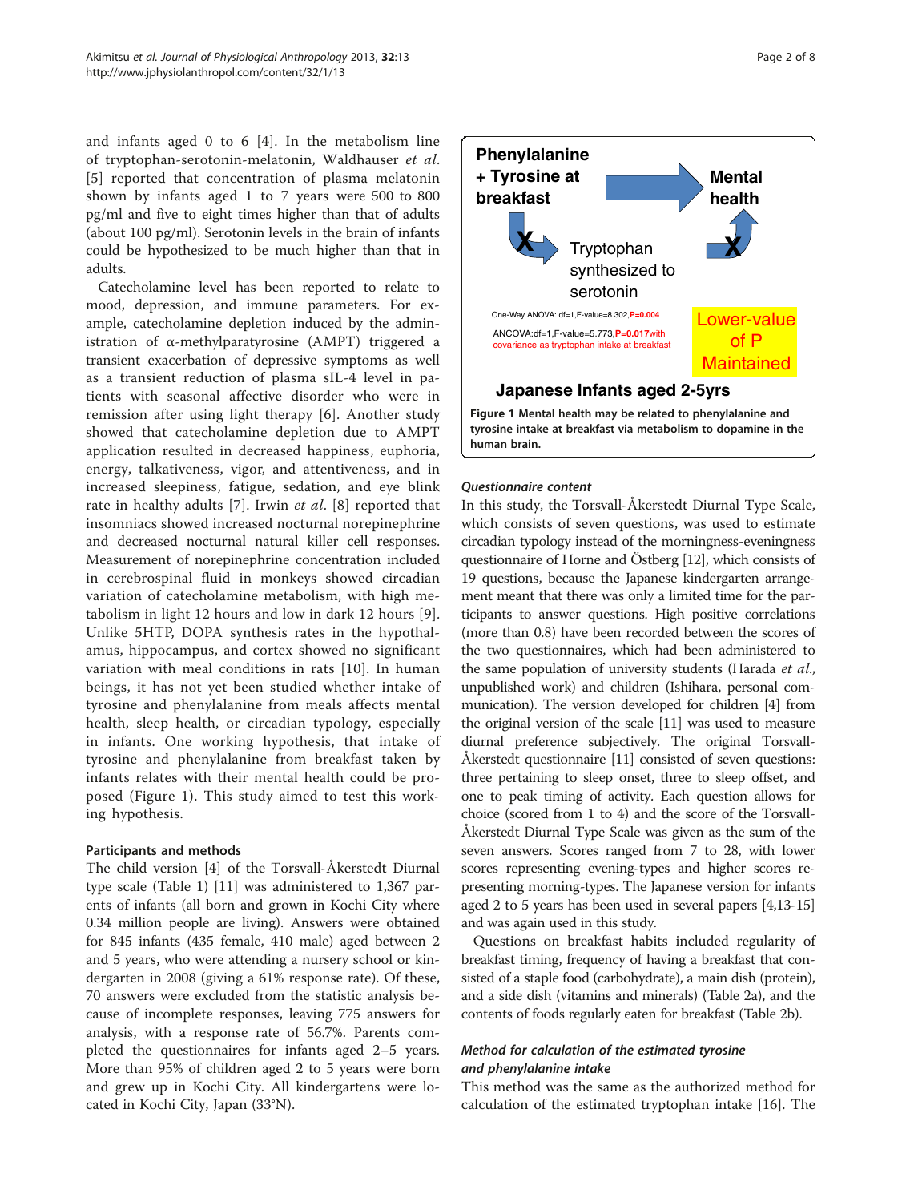and infants aged 0 to 6 [4]. In the metabolism line of tryptophan-serotonin-melatonin, Waldhauser *et al.* [5] reported that concentration of plasma melatonin shown by infants aged 1 to 7 years were 500 to 800 pg/ml and five to eight times higher than that of adults (about 100 pg/ml). Serotonin levels in the brain of infants could be hypothesized to be much higher than that in adults.

Catecholamine level has been reported to relate to mood, depression, and immune parameters. For example, catecholamine depletion induced by the administration of α-methylparatyrosine (AMPT) triggered a transient exacerbation of depressive symptoms as well as a transient reduction of plasma sIL-4 level in patients with seasonal affective disorder who were in remission after using light therapy [6]. Another study showed that catecholamine depletion due to AMPT application resulted in decreased happiness, euphoria, energy, talkativeness, vigor, and attentiveness, and in increased sleepiness, fatigue, sedation, and eye blink rate in healthy adults [7]. Irwin *et al.* [8] reported that insomniacs showed increased nocturnal norepinephrine and decreased nocturnal natural killer cell responses. Measurement of norepinephrine concentration included in cerebrospinal fluid in monkeys showed circadian variation of catecholamine metabolism, with high metabolism in light 12 hours and low in dark 12 hours [9]. Unlike 5HTP, DOPA synthesis rates in the hypothalamus, hippocampus, and cortex showed no significant variation with meal conditions in rats [10]. In human beings, it has not yet been studied whether intake of tyrosine and phenylalanine from meals affects mental health, sleep health, or circadian typology, especially in infants. One working hypothesis, that intake of tyrosine and phenylalanine from breakfast taken by infants relates with their mental health could be proposed (Figure 1). This study aimed to test this working hypothesis.

**Figure 1 Mental health may be related to phenylalanine and tyrosine intake at breakfast via metabolism to dopamine in the human brain.**

## Participants and methods

The child version [4] of the Torsvall-Åkerstedt Diurnal type scale (Table 1) [11] was administered to 1,367 parents of infants (all born and grown in Kochi City where 0.34 million people are living). Answers were obtained for 845 infants (435 female, 410 male) aged between 2 and 5 years, who were attending a nursery school or kindergarten in 2008 (giving a 61% response rate). Of these, 70 answers were excluded from the statistic analysis because of incomplete responses, leaving 775 answers for analysis, with a response rate of 56.7%. Parents completed the questionnaires for infants aged 2–5 years. More than 95% of children aged 2 to 5 years were born and grew up in Kochi City. All kindergartens were located in Kochi City, Japan (33°N).

### *Questionnaire content*

In this study, the Torsvall-Åkerstedt Diurnal Type Scale, which consists of seven questions, was used to estimate circadian typology instead of the morningness-eveningness questionnaire of Horne and Östberg [12], which consists of 19 questions, because the Japanese kindergarten arrangement meant that there was only a limited time for the participants to answer questions. High positive correlations (more than 0.8) have been recorded between the scores of the two questionnaires, which had been administered to the same population of university students (Harada *et al.*, unpublished work) and children (Ishihara, personal communication). The version developed for children [4] from the original version of the scale [11] was used to measure diurnal preference subjectively. The original Torsvall-Åkerstedt questionnaire [11] consisted of seven questions: three pertaining to sleep onset, three to sleep offset, and one to peak timing of activity. Each question allows for choice (scored from 1 to 4) and the score of the Torsvall-Åkerstedt Diurnal Type Scale was given as the sum of the seven answers. Scores ranged from 7 to 28, with lower scores representing evening-types and higher scores representing morning-types. The Japanese version for infants aged 2 to 5 years has been used in several papers [4,13-15] and was again used in this study.

Questions on breakfast habits included regularity of breakfast timing, frequency of having a breakfast that consisted of a staple food (carbohydrate), a main dish (protein), and a side dish (vitamins and minerals) (Table 2a), and the contents of foods regularly eaten for breakfast (Table 2b).

### *Method for calculation of the estimated tyrosine and phenylalanine intake*

This method was the same as the authorized method for calculation of the estimated tryptophan intake [16]. The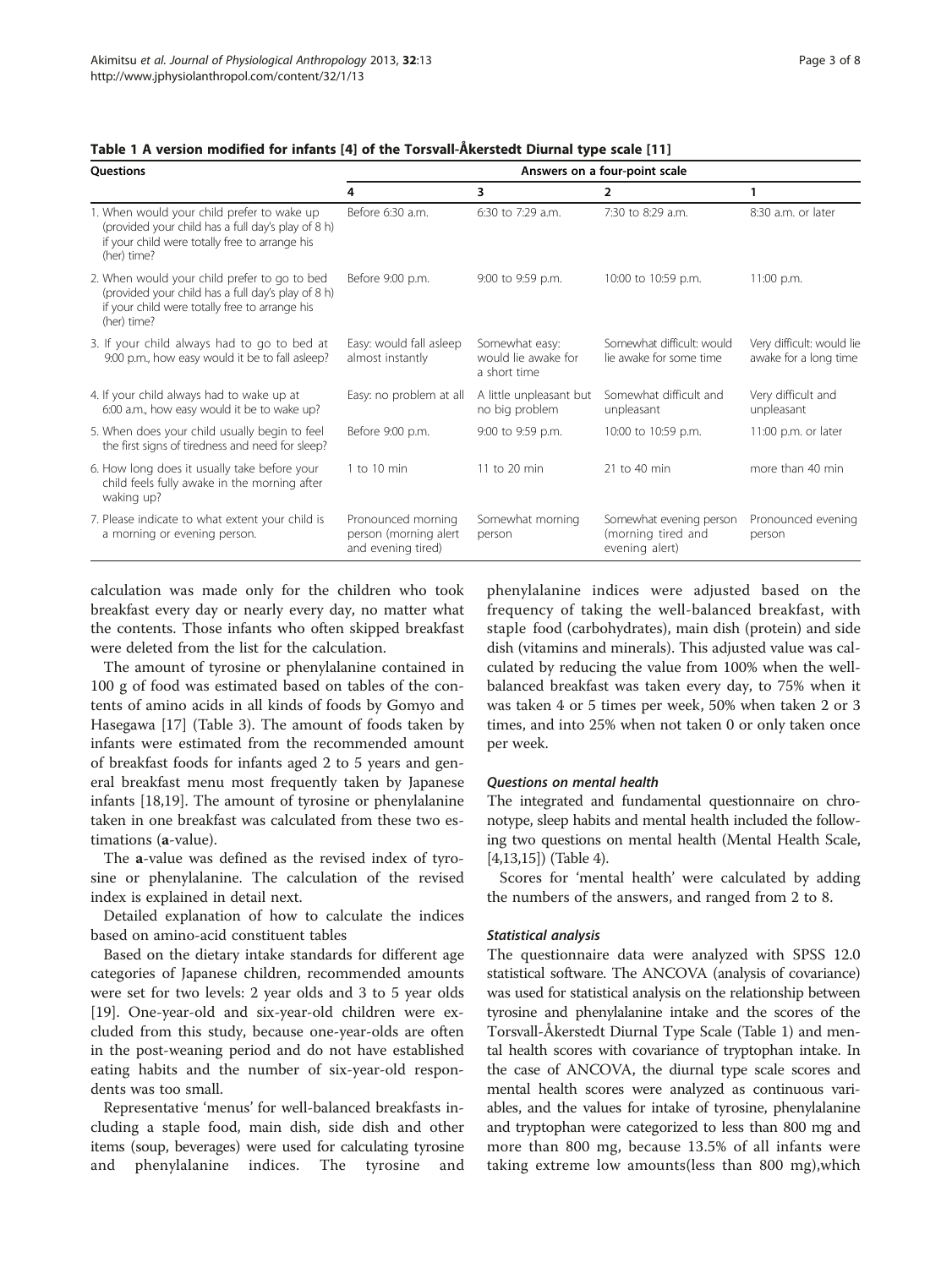**Table 1 A version modified for infants [4] of the Torsvall-Åkerstedt Diurnal type scale [11]**

| Questions | Answers on a four-point scale | | | |
|---|---|---|---|---|
| | 4 | 3 | 2 | 1 |
| 1. When would your child prefer to wake up (provided your child has a full day's play of 8 h) if your child were totally free to arrange his (her) time? | Before 6:30 a.m. | 6:30 to 7:29 a.m. | 7:30 to 8:29 a.m. | 8:30 a.m. or later |
| 2. When would your child prefer to go to bed (provided your child has a full day's play of 8 h) if your child were totally free to arrange his (her) time? | Before 9:00 p.m. | 9:00 to 9:59 p.m. | 10:00 to 10:59 p.m. | 11:00 p.m. |
| 3. If your child always had to go to bed at 9:00 p.m., how easy would it be to fall asleep? | Easy: would fall asleep almost instantly | Somewhat easy: would lie awake for a short time | Somewhat difficult: would lie awake for some time | Very difficult: would lie awake for a long time |
| 4. If your child always had to wake up at 6:00 a.m., how easy would it be to wake up? | Easy: no problem at all | A little unpleasant but no big problem | Somewhat difficult and unpleasant | Very difficult and unpleasant |
| 5. When does your child usually begin to feel the first signs of tiredness and need for sleep? | Before 9:00 p.m. | 9:00 to 9:59 p.m. | 10:00 to 10:59 p.m. | 11:00 p.m. or later |
| 6. How long does it usually take before your child feels fully awake in the morning after waking up? | 1 to 10 min | 11 to 20 min | 21 to 40 min | more than 40 min |
| 7. Please indicate to what extent your child is a morning or evening person. | Pronounced morning person (morning alert and evening tired) | Somewhat morning person | Somewhat evening person (morning tired and evening alert) | Pronounced evening person |

calculation was made only for the children who took breakfast every day or nearly every day, no matter what the contents. Those infants who often skipped breakfast were deleted from the list for the calculation.

The amount of tyrosine or phenylalanine contained in 100 g of food was estimated based on tables of the contents of amino acids in all kinds of foods by Gomyo and Hasegawa [17] (Table 3). The amount of foods taken by infants were estimated from the recommended amount of breakfast foods for infants aged 2 to 5 years and general breakfast menu most frequently taken by Japanese infants [18,19]. The amount of tyrosine or phenylalanine taken in one breakfast was calculated from these two estimations (**a**-value).

The **a**-value was defined as the revised index of tyrosine or phenylalanine. The calculation of the revised index is explained in detail next.

Detailed explanation of how to calculate the indices based on amino-acid constituent tables

Based on the dietary intake standards for different age categories of Japanese children, recommended amounts were set for two levels: 2 year olds and 3 to 5 year olds [19]. One-year-old and six-year-old children were excluded from this study, because one-year-olds are often in the post-weaning period and do not have established eating habits and the number of six-year-old respondents was too small.

Representative 'menus' for well-balanced breakfasts including a staple food, main dish, side dish and other items (soup, beverages) were used for calculating tyrosine and phenylalanine indices. The tyrosine and phenylalanine indices were adjusted based on the frequency of taking the well-balanced breakfast, with staple food (carbohydrates), main dish (protein) and side dish (vitamins and minerals). This adjusted value was calculated by reducing the value from 100% when the well-balanced breakfast was taken every day, to 75% when it was taken 4 or 5 times per week, 50% when taken 2 or 3 times, and into 25% when not taken 0 or only taken once per week.

#### *Questions on mental health*

The integrated and fundamental questionnaire on chronotype, sleep habits and mental health included the following two questions on mental health (Mental Health Scale, [4,13,15]) (Table 4).

Scores for 'mental health' were calculated by adding the numbers of the answers, and ranged from 2 to 8.

#### *Statistical analysis*

The questionnaire data were analyzed with SPSS 12.0 statistical software. The ANCOVA (analysis of covariance) was used for statistical analysis on the relationship between tyrosine and phenylalanine intake and the scores of the Torsvall-Åkerstedt Diurnal Type Scale (Table 1) and mental health scores with covariance of tryptophan intake. In the case of ANCOVA, the diurnal type scale scores and mental health scores were analyzed as continuous variables, and the values for intake of tyrosine, phenylalanine and tryptophan were categorized to less than 800 mg and more than 800 mg, because 13.5% of all infants were taking extreme low amounts(less than 800 mg),which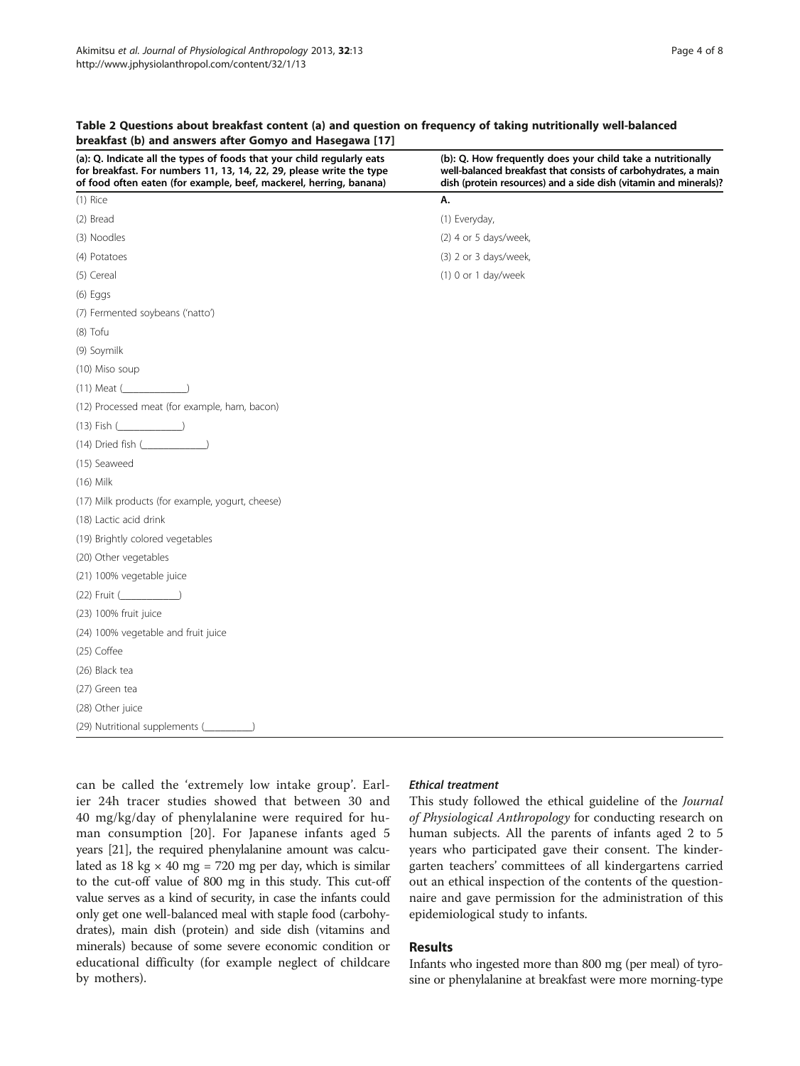**Table 2 Questions about breakfast content (a) and question on frequency of taking nutritionally well-balanced breakfast (b) and answers after Gomyo and Hasegawa [17]**

| (a): Q. Indicate all the types of foods that your child regularly eats for breakfast. For numbers 11, 13, 14, 22, 29, please write the type of food often eaten (for example, beef, mackerel, herring, banana) | (b): Q. How frequently does your child take a nutritionally well-balanced breakfast that consists of carbohydrates, a main dish (protein resources) and a side dish (vitamin and minerals)? |
|---|---|
| (1) Rice | A. |
| (2) Bread | (1) Everyday, |
| (3) Noodles | (2) 4 or 5 days/week, |
| (4) Potatoes | (3) 2 or 3 days/week, |
| (5) Cereal | (1) 0 or 1 day/week |
| (6) Eggs | |
| (7) Fermented soybeans ('natto') | |
| (8) Tofu | |
| (9) Soymilk | |
| (10) Miso soup | |
| (11) Meat (____________) | |
| (12) Processed meat (for example, ham, bacon) | |
| (13) Fish (____________) | |
| (14) Dried fish (____________) | |
| (15) Seaweed | |
| (16) Milk | |
| (17) Milk products (for example, yogurt, cheese) | |
| (18) Lactic acid drink | |
| (19) Brightly colored vegetables | |
| (20) Other vegetables | |
| (21) 100% vegetable juice | |
| (22) Fruit (___________) | |
| (23) 100% fruit juice | |
| (24) 100% vegetable and fruit juice | |
| (25) Coffee | |
| (26) Black tea | |
| (27) Green tea | |
| (28) Other juice | |
| (29) Nutritional supplements (_________) | |

can be called the 'extremely low intake group'. Earlier 24h tracer studies showed that between 30 and 40 mg/kg/day of phenylalanine were required for human consumption [20]. For Japanese infants aged 5 years [21], the required phenylalanine amount was calculated as 18 kg × 40 mg = 720 mg per day, which is similar to the cut-off value of 800 mg in this study. This cut-off value serves as a kind of security, in case the infants could only get one well-balanced meal with staple food (carbohydrates), main dish (protein) and side dish (vitamins and minerals) because of some severe economic condition or educational difficulty (for example neglect of childcare by mothers).

#### *Ethical treatment*

This study followed the ethical guideline of the *Journal of Physiological Anthropology* for conducting research on human subjects. All the parents of infants aged 2 to 5 years who participated gave their consent. The kindergarten teachers' committees of all kindergartens carried out an ethical inspection of the contents of the questionnaire and gave permission for the administration of this epidemiological study to infants.

## Results

Infants who ingested more than 800 mg (per meal) of tyrosine or phenylalanine at breakfast were more morning-type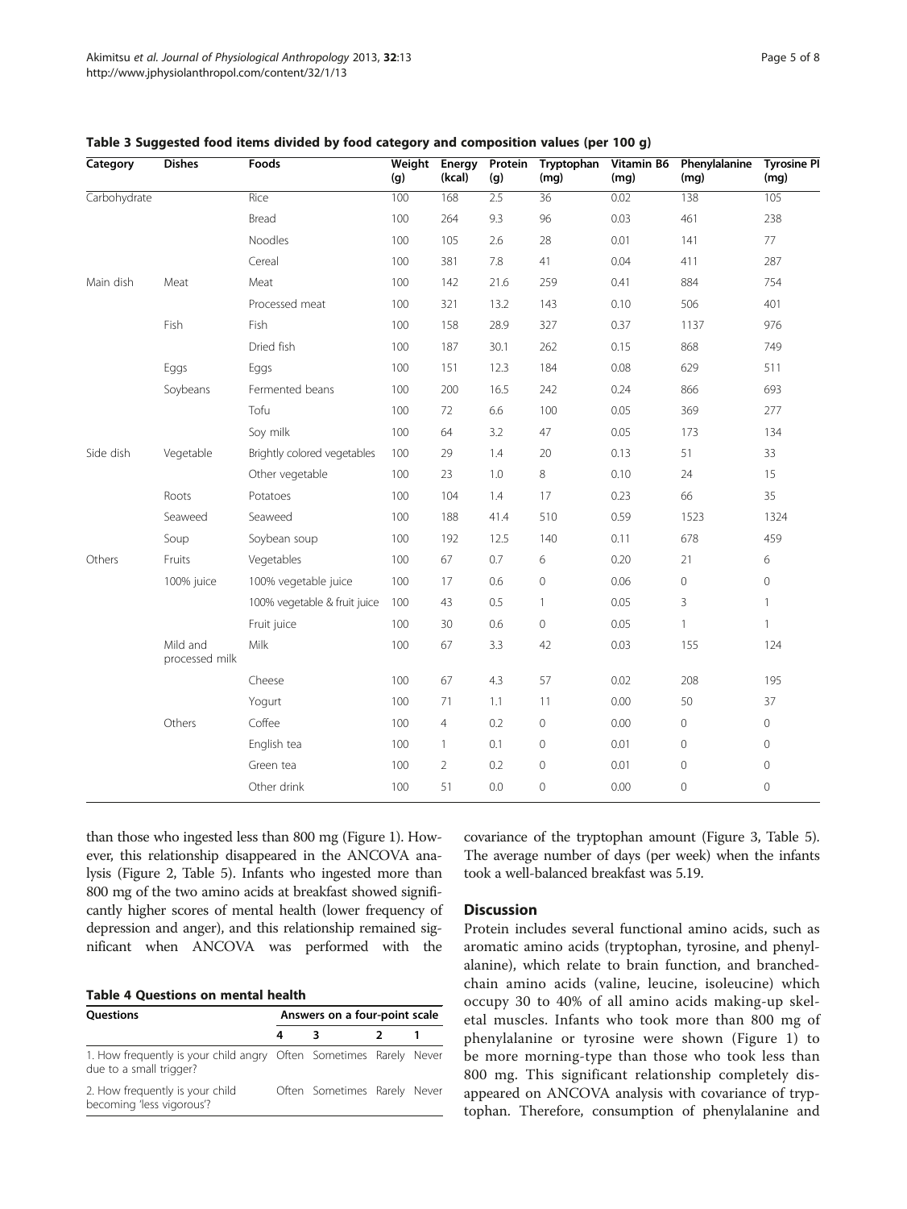**Table 3 Suggested food items divided by food category and composition values (per 100 g)**

| Category | Dishes | Foods | Weight (g) | Energy (kcal) | Protein (g) | Tryptophan (mg) | Vitamin B6 (mg) | Phenylalanine (mg) | Tyrosine Pl (mg) |
|---|---|---|---|---|---|---|---|---|---|
| Carbohydrate | | Rice | 100 | 168 | 2.5 | 36 | 0.02 | 138 | 105 |
| | | Bread | 100 | 264 | 9.3 | 96 | 0.03 | 461 | 238 |
| | | Noodles | 100 | 105 | 2.6 | 28 | 0.01 | 141 | 77 |
| | | Cereal | 100 | 381 | 7.8 | 41 | 0.04 | 411 | 287 |
| Main dish | Meat | Meat | 100 | 142 | 21.6 | 259 | 0.41 | 884 | 754 |
| | | Processed meat | 100 | 321 | 13.2 | 143 | 0.10 | 506 | 401 |
| | Fish | Fish | 100 | 158 | 28.9 | 327 | 0.37 | 1137 | 976 |
| | | Dried fish | 100 | 187 | 30.1 | 262 | 0.15 | 868 | 749 |
| | Eggs | Eggs | 100 | 151 | 12.3 | 184 | 0.08 | 629 | 511 |
| | Soybeans | Fermented beans | 100 | 200 | 16.5 | 242 | 0.24 | 866 | 693 |
| | | Tofu | 100 | 72 | 6.6 | 100 | 0.05 | 369 | 277 |
| | | Soy milk | 100 | 64 | 3.2 | 47 | 0.05 | 173 | 134 |
| Side dish | Vegetable | Brightly colored vegetables | 100 | 29 | 1.4 | 20 | 0.13 | 51 | 33 |
| | | Other vegetable | 100 | 23 | 1.0 | 8 | 0.10 | 24 | 15 |
| | Roots | Potatoes | 100 | 104 | 1.4 | 17 | 0.23 | 66 | 35 |
| | Seaweed | Seaweed | 100 | 188 | 41.4 | 510 | 0.59 | 1523 | 1324 |
| | Soup | Soybean soup | 100 | 192 | 12.5 | 140 | 0.11 | 678 | 459 |
| Others | Fruits | Vegetables | 100 | 67 | 0.7 | 6 | 0.20 | 21 | 6 |
| | 100% juice | 100% vegetable juice | 100 | 17 | 0.6 | 0 | 0.06 | 0 | 0 |
| | | 100% vegetable & fruit juice | 100 | 43 | 0.5 | 1 | 0.05 | 3 | 1 |
| | | Fruit juice | 100 | 30 | 0.6 | 0 | 0.05 | 1 | 1 |
| | Mild and processed milk | Milk | 100 | 67 | 3.3 | 42 | 0.03 | 155 | 124 |
| | | Cheese | 100 | 67 | 4.3 | 57 | 0.02 | 208 | 195 |
| | | Yogurt | 100 | 71 | 1.1 | 11 | 0.00 | 50 | 37 |
| | Others | Coffee | 100 | 4 | 0.2 | 0 | 0.00 | 0 | 0 |
| | | English tea | 100 | 1 | 0.1 | 0 | 0.01 | 0 | 0 |
| | | Green tea | 100 | 2 | 0.2 | 0 | 0.01 | 0 | 0 |
| | | Other drink | 100 | 51 | 0.0 | 0 | 0.00 | 0 | 0 |

than those who ingested less than 800 mg (Figure 1). However, this relationship disappeared in the ANCOVA analysis (Figure 2, Table 5). Infants who ingested more than 800 mg of the two amino acids at breakfast showed significantly higher scores of mental health (lower frequency of depression and anger), and this relationship remained significant when ANCOVA was performed with the covariance of the tryptophan amount (Figure 3, Table 5). The average number of days (per week) when the infants took a well-balanced breakfast was 5.19.

**Table 4 Questions on mental health**

| Questions | Answers on a four-point scale | | | |
|---|---|---|---|---|
| | 4 | 3 | 2 | 1 |
| 1. How frequently is your child angry due to a small trigger? | Often | Sometimes | Rarely | Never |
| 2. How frequently is your child becoming 'less vigorous'? | Often | Sometimes | Rarely | Never |

## Discussion

Protein includes several functional amino acids, such as aromatic amino acids (tryptophan, tyrosine, and phenylalanine), which relate to brain function, and branched-chain amino acids (valine, leucine, isoleucine) which occupy 30 to 40% of all amino acids making-up skeletal muscles. Infants who took more than 800 mg of phenylalanine or tyrosine were shown (Figure 1) to be more morning-type than those who took less than 800 mg. This significant relationship completely disappeared on ANCOVA analysis with covariance of tryptophan. Therefore, consumption of phenylalanine and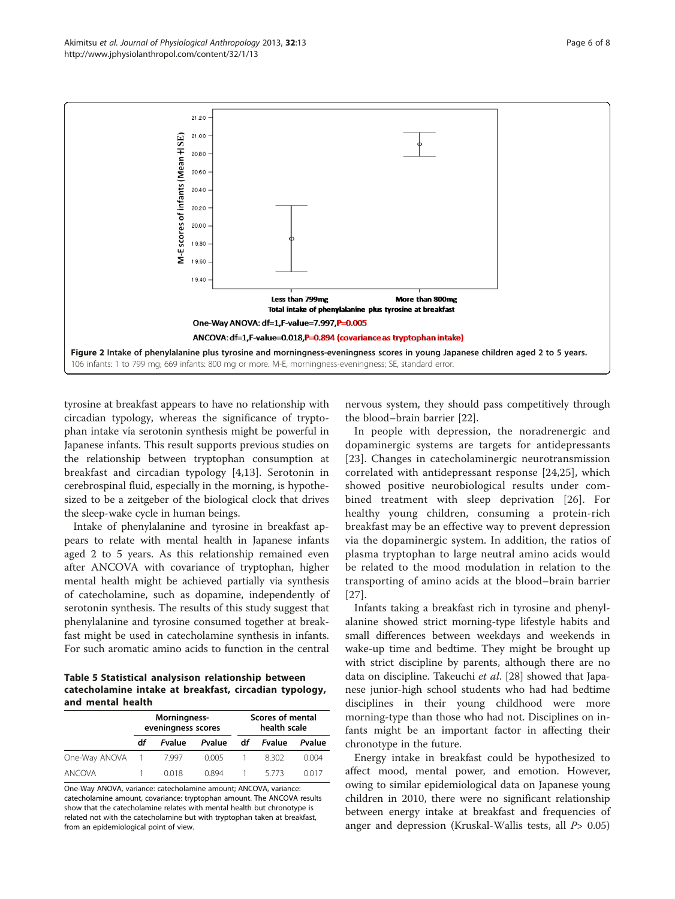Figure 2 Intake of phenylalanine plus tyrosine and morningness-eveningness scores in young Japanese children aged 2 to 5 years. 106 infants: 1 to 799 mg; 669 infants: 800 mg or more. M-E, morningness-eveningness; SE, standard error.

tyrosine at breakfast appears to have no relationship with circadian typology, whereas the significance of tryptophan intake via serotonin synthesis might be powerful in Japanese infants. This result supports previous studies on the relationship between tryptophan consumption at breakfast and circadian typology [4,13]. Serotonin in cerebrospinal fluid, especially in the morning, is hypothesized to be a zeitgeber of the biological clock that drives the sleep-wake cycle in human beings.

Intake of phenylalanine and tyrosine in breakfast appears to relate with mental health in Japanese infants aged 2 to 5 years. As this relationship remained even after ANCOVA with covariance of tryptophan, higher mental health might be achieved partially via synthesis of catecholamine, such as dopamine, independently of serotonin synthesis. The results of this study suggest that phenylalanine and tyrosine consumed together at breakfast might be used in catecholamine synthesis in infants. For such aromatic amino acids to function in the central nervous system, they should pass competitively through the blood–brain barrier [22].

**Table 5 Statistical analysison relationship between catecholamine intake at breakfast, circadian typology, and mental health**

| | Morningness-eveningness scores | | | Scores of mental health scale | | |
|---|---|---|---|---|---|---|
| | df | *F*value | *P*value | df | *F*value | *P*value |
| One-Way ANOVA | 1 | 7.997 | 0.005 | 1 | 8.302 | 0.004 |
| ANCOVA | 1 | 0.018 | 0.894 | 1 | 5.773 | 0.017 |

One-Way ANOVA, variance: catecholamine amount; ANCOVA, variance: catecholamine amount, covariance: tryptophan amount. The ANCOVA results show that the catecholamine relates with mental health but chronotype is related not with the catecholamine but with tryptophan taken at breakfast, from an epidemiological point of view.

In people with depression, the noradrenergic and dopaminergic systems are targets for antidepressants [23]. Changes in catecholaminergic neurotransmission correlated with antidepressant response [24,25], which showed positive neurobiological results under combined treatment with sleep deprivation [26]. For healthy young children, consuming a protein-rich breakfast may be an effective way to prevent depression via the dopaminergic system. In addition, the ratios of plasma tryptophan to large neutral amino acids would be related to the mood modulation in relation to the transporting of amino acids at the blood–brain barrier [27].

Infants taking a breakfast rich in tyrosine and phenylalanine showed strict morning-type lifestyle habits and small differences between weekdays and weekends in wake-up time and bedtime. They might be brought up with strict discipline by parents, although there are no data on discipline. Takeuchi *et al*. [28] showed that Japanese junior-high school students who had had bedtime disciplines in their young childhood were more morning-type than those who had not. Disciplines on infants might be an important factor in affecting their chronotype in the future.

Energy intake in breakfast could be hypothesized to affect mood, mental power, and emotion. However, owing to similar epidemiological data on Japanese young children in 2010, there were no significant relationship between energy intake at breakfast and frequencies of anger and depression (Kruskal-Wallis tests, all $P > 0.05$)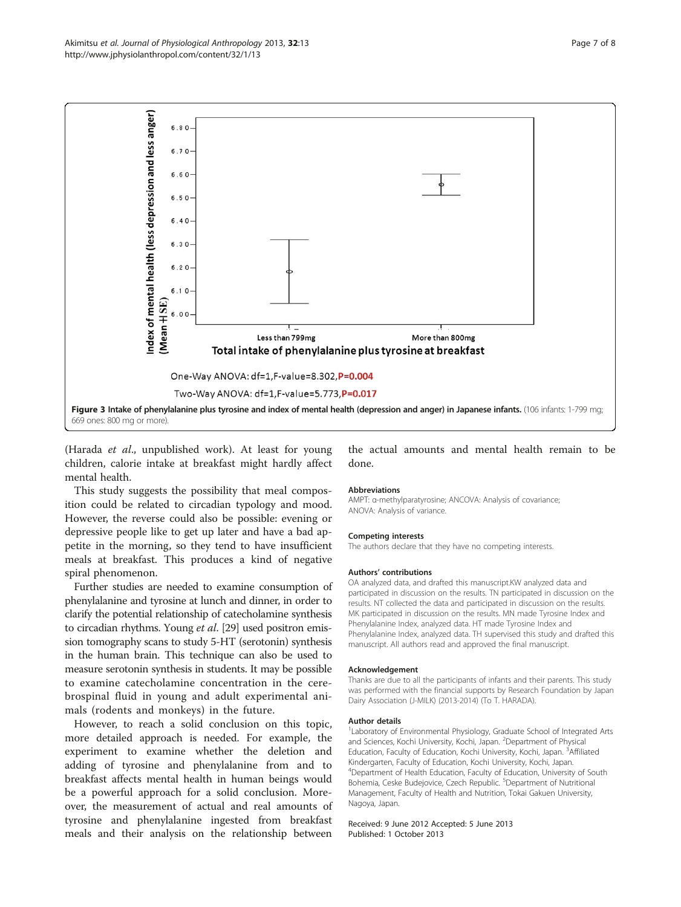**Figure 3 Intake of phenylalanine plus tyrosine and index of mental health (depression and anger) in Japanese infants.** (106 infants: 1-799 mg; 669 ones: 800 mg or more).

(Harada *et al*., unpublished work). At least for young children, calorie intake at breakfast might hardly affect mental health.

This study suggests the possibility that meal composition could be related to circadian typology and mood. However, the reverse could also be possible: evening or depressive people like to get up later and have a bad appetite in the morning, so they tend to have insufficient meals at breakfast. This produces a kind of negative spiral phenomenon.

Further studies are needed to examine consumption of phenylalanine and tyrosine at lunch and dinner, in order to clarify the potential relationship of catecholamine synthesis to circadian rhythms. Young *et al*. [29] used positron emission tomography scans to study 5-HT (serotonin) synthesis in the human brain. This technique can also be used to measure serotonin synthesis in students. It may be possible to examine catecholamine concentration in the cerebrospinal fluid in young and adult experimental animals (rodents and monkeys) in the future.

However, to reach a solid conclusion on this topic, more detailed approach is needed. For example, the experiment to examine whether the deletion and adding of tyrosine and phenylalanine from and to breakfast affects mental health in human beings would be a powerful approach for a solid conclusion. Moreover, the measurement of actual and real amounts of tyrosine and phenylalanine ingested from breakfast meals and their analysis on the relationship between the actual amounts and mental health remain to be done.

### Abbreviations

AMPT: α-methylparatyrosine; ANCOVA: Analysis of covariance; ANOVA: Analysis of variance.

### Competing interests

The authors declare that they have no competing interests.

### Authors' contributions

OA analyzed data, and drafted this manuscript.KW analyzed data and participated in discussion on the results. TN participated in discussion on the results. NT collected the data and participated in discussion on the results. MK participated in discussion on the results. MN made Tyrosine Index and Phenylalanine Index, analyzed data. HT made Tyrosine Index and Phenylalanine Index, analyzed data. TH supervised this study and drafted this manuscript. All authors read and approved the final manuscript.

### Acknowledgement

Thanks are due to all the participants of infants and their parents. This study was performed with the financial supports by Research Foundation by Japan Dairy Association (J-MILK) (2013-2014) (To T. HARADA).

### Author details

[1]Laboratory of Environmental Physiology, Graduate School of Integrated Arts and Sciences, Kochi University, Kochi, Japan. [2]Department of Physical Education, Faculty of Education, Kochi University, Kochi, Japan. [3]Affiliated Kindergarten, Faculty of Education, Kochi University, Kochi, Japan. [4]Department of Health Education, Faculty of Education, University of South Bohemia, Ceske Budejovice, Czech Republic. [5]Department of Nutritional Management, Faculty of Health and Nutrition, Tokai Gakuen University, Nagoya, Japan.

Received: 9 June 2012 Accepted: 5 June 2013
Published: 1 October 2013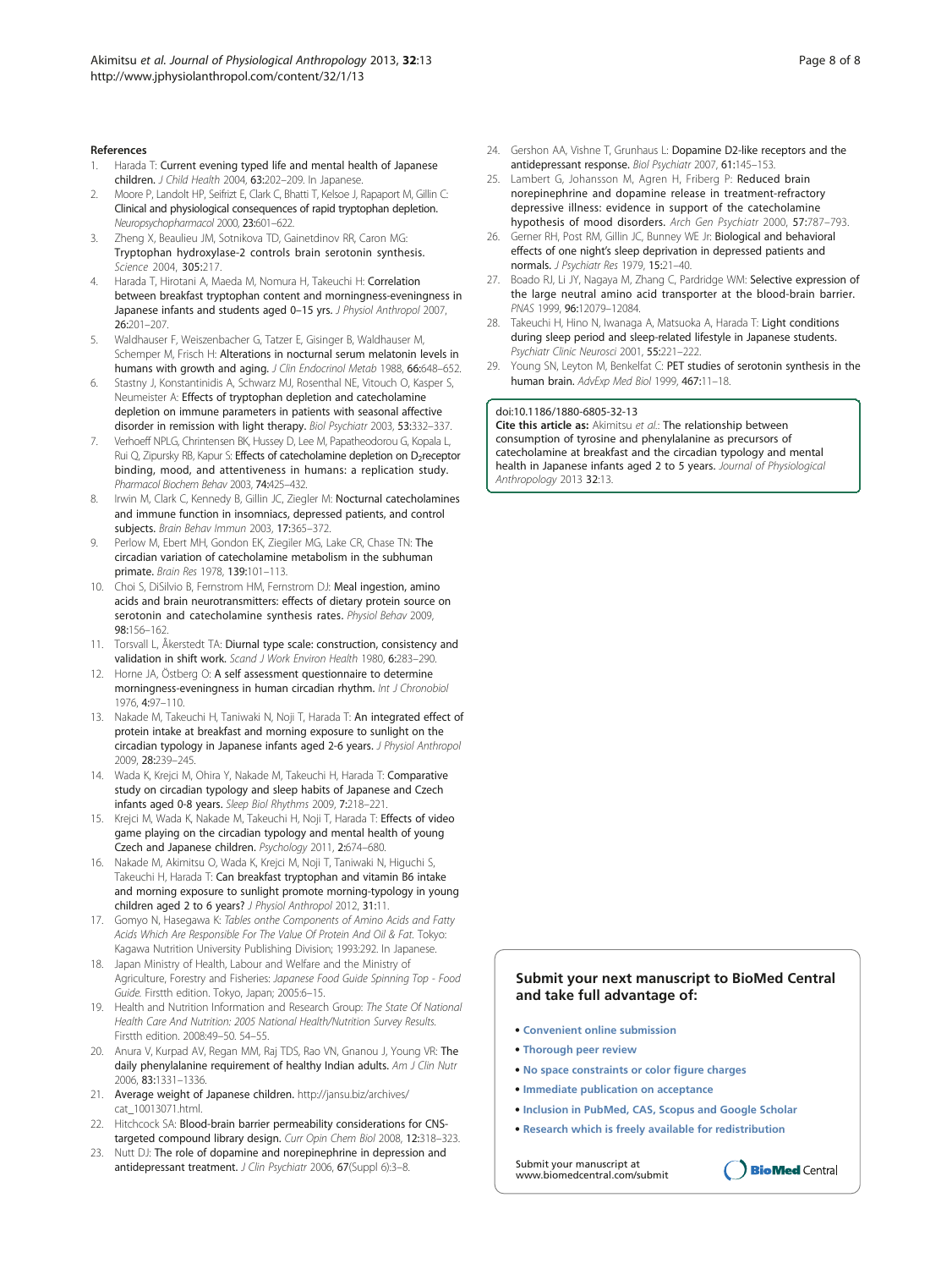## References

1. Harada T: **Current evening typed life and mental health of Japanese children.** *J Child Health* 2004, **63:**202–209. In Japanese.
2. Moore P, Landolt HP, Seifrizt E, Clark C, Bhatti T, Kelsoe J, Rapaport M, Gillin C: **Clinical and physiological consequences of rapid tryptophan depletion.** *Neuropsychopharmacol* 2000, **23:**601–622.
3. Zheng X, Beaulieu JM, Sotnikova TD, Gainetdinov RR, Caron MG: **Tryptophan hydroxylase-2 controls brain serotonin synthesis.** *Science* 2004, **305:**217.
4. Harada T, Hirotani A, Maeda M, Nomura H, Takeuchi H: **Correlation between breakfast tryptophan content and morningness-eveningness in Japanese infants and students aged 0–15 yrs.** *J Physiol Anthropol* 2007, **26:**201–207.
5. Waldhauser F, Weiszenbacher G, Tatzer E, Gisinger B, Waldhauser M, Schemper M, Frisch H: **Alterations in nocturnal serum melatonin levels in humans with growth and aging.** *J Clin Endocrinol Metab* 1988, **66:**648–652.
6. Stastny J, Konstantinidis A, Schwarz MJ, Rosenthal NE, Vitouch O, Kasper S, Neumeister A: **Effects of tryptophan depletion and catecholamine depletion on immune parameters in patients with seasonal affective disorder in remission with light therapy.** *Biol Psychiatr* 2003, **53:**332–337.
7. Verhoeff NPLG, Chrintensen BK, Hussey D, Lee M, Papatheodorou G, Kopala L, Rui Q, Zipursky RB, Kapur S: **Effects of catecholamine depletion on $D_2$receptor binding, mood, and attentiveness in humans: a replication study.** *Pharmacol Biochem Behav* 2003, **74:**425–432.
8. Irwin M, Clark C, Kennedy B, Gillin JC, Ziegler M: **Nocturnal catecholamines and immune function in insomniacs, depressed patients, and control subjects.** *Brain Behav Immun* 2003, **17:**365–372.
9. Perlow M, Ebert MH, Gondon EK, Ziegiler MG, Lake CR, Chase TN: **The circadian variation of catecholamine metabolism in the subhuman primate.** *Brain Res* 1978, **139:**101–113.
10. Choi S, DiSilvio B, Fernstrom HM, Fernstrom DJ: **Meal ingestion, amino acids and brain neurotransmitters: effects of dietary protein source on serotonin and catecholamine synthesis rates.** *Physiol Behav* 2009, **98:**156–162.
11. Torsvall L, Åkerstedt TA: **Diurnal type scale: construction, consistency and validation in shift work.** *Scand J Work Environ Health* 1980, **6:**283–290.
12. Horne JA, Östberg O: **A self assessment questionnaire to determine morningness-eveningness in human circadian rhythm.** *Int J Chronobiol* 1976, **4:**97–110.
13. Nakade M, Takeuchi H, Taniwaki N, Noji T, Harada T: **An integrated effect of protein intake at breakfast and morning exposure to sunlight on the circadian typology in Japanese infants aged 2-6 years.** *J Physiol Anthropol* 2009, **28:**239–245.
14. Wada K, Krejci M, Ohira Y, Nakade M, Takeuchi H, Harada T: **Comparative study on circadian typology and sleep habits of Japanese and Czech infants aged 0-8 years.** *Sleep Biol Rhythms* 2009, **7:**218–221.
15. Krejci M, Wada K, Nakade M, Takeuchi H, Noji T, Harada T: **Effects of video game playing on the circadian typology and mental health of young Czech and Japanese children.** *Psychology* 2011, **2:**674–680.
16. Nakade M, Akimitsu O, Wada K, Krejci M, Noji T, Taniwaki N, Higuchi S, Takeuchi H, Harada T: **Can breakfast tryptophan and vitamin B6 intake and morning exposure to sunlight promote morning-typology in young children aged 2 to 6 years?** *J Physiol Anthropol* 2012, **31:**11.
17. Gomyo N, Hasegawa K: *Tables onthe Components of Amino Acids and Fatty Acids Which Are Responsible For The Value Of Protein And Oil & Fat.* Tokyo: Kagawa Nutrition University Publishing Division; 1993:292. In Japanese.
18. Japan Ministry of Health, Labour and Welfare and the Ministry of Agriculture, Forestry and Fisheries: *Japanese Food Guide Spinning Top - Food Guide.* Firstth edition. Tokyo, Japan; 2005:6–15.
19. Health and Nutrition Information and Research Group: *The State Of National Health Care And Nutrition: 2005 National Health/Nutrition Survey Results.* Firstth edition. 2008:49–50. 54–55.
20. Anura V, Kurpad AV, Regan MM, Raj TDS, Rao VN, Gnanou J, Young VR: **The daily phenylalanine requirement of healthy Indian adults.** *Am J Clin Nutr* 2006, **83:**1331–1336.
21. **Average weight of Japanese children.** http://jansu.biz/archives/cat_10013071.html.
22. Hitchcock SA: **Blood-brain barrier permeability considerations for CNS-targeted compound library design.** *Curr Opin Chem Biol* 2008, **12:**318–323.
23. Nutt DJ: **The role of dopamine and norepinephrine in depression and antidepressant treatment.** *J Clin Psychiatr* 2006, **67**(Suppl 6)**:**3–8.
24. Gershon AA, Vishne T, Grunhaus L: **Dopamine D2-like receptors and the antidepressant response.** *Biol Psychiatr* 2007, **61:**145–153.
25. Lambert G, Johansson M, Agren H, Friberg P: **Reduced brain norepinephrine and dopamine release in treatment-refractory depressive illness: evidence in support of the catecholamine hypothesis of mood disorders.** *Arch Gen Psychiatr* 2000, **57:**787–793.
26. Gerner RH, Post RM, Gillin JC, Bunney WE Jr: **Biological and behavioral effects of one night's sleep deprivation in depressed patients and normals.** *J Psychiatr Res* 1979, **15:**21–40.
27. Boado RJ, Li JY, Nagaya M, Zhang C, Pardridge WM: **Selective expression of the large neutral amino acid transporter at the blood-brain barrier.** *PNAS* 1999, **96:**12079–12084.
28. Takeuchi H, Hino N, Iwanaga A, Matsuoka A, Harada T: **Light conditions during sleep period and sleep-related lifestyle in Japanese students.** *Psychiatr Clinic Neurosci* 2001, **55:**221–222.
29. Young SN, Leyton M, Benkelfat C: **PET studies of serotonin synthesis in the human brain.** *AdvExp Med Biol* 1999, **467:**11–18.

doi:10.1186/1880-6805-32-13

**Cite this article as:** Akimitsu *et al.*: The relationship between consumption of tyrosine and phenylalanine as precursors of catecholamine at breakfast and the circadian typology and mental health in Japanese infants aged 2 to 5 years. *Journal of Physiological Anthropology* 2013 **32**:13.

**Submit your next manuscript to BioMed Central and take full advantage of:**

- **Convenient online submission**
- **Thorough peer review**
- **No space constraints or color figure charges**
- **Immediate publication on acceptance**
- **Inclusion in PubMed, CAS, Scopus and Google Scholar**
- **Research which is freely available for redistribution**

Submit your manuscript at
www.biomedcentral.com/submit

BioMed Central